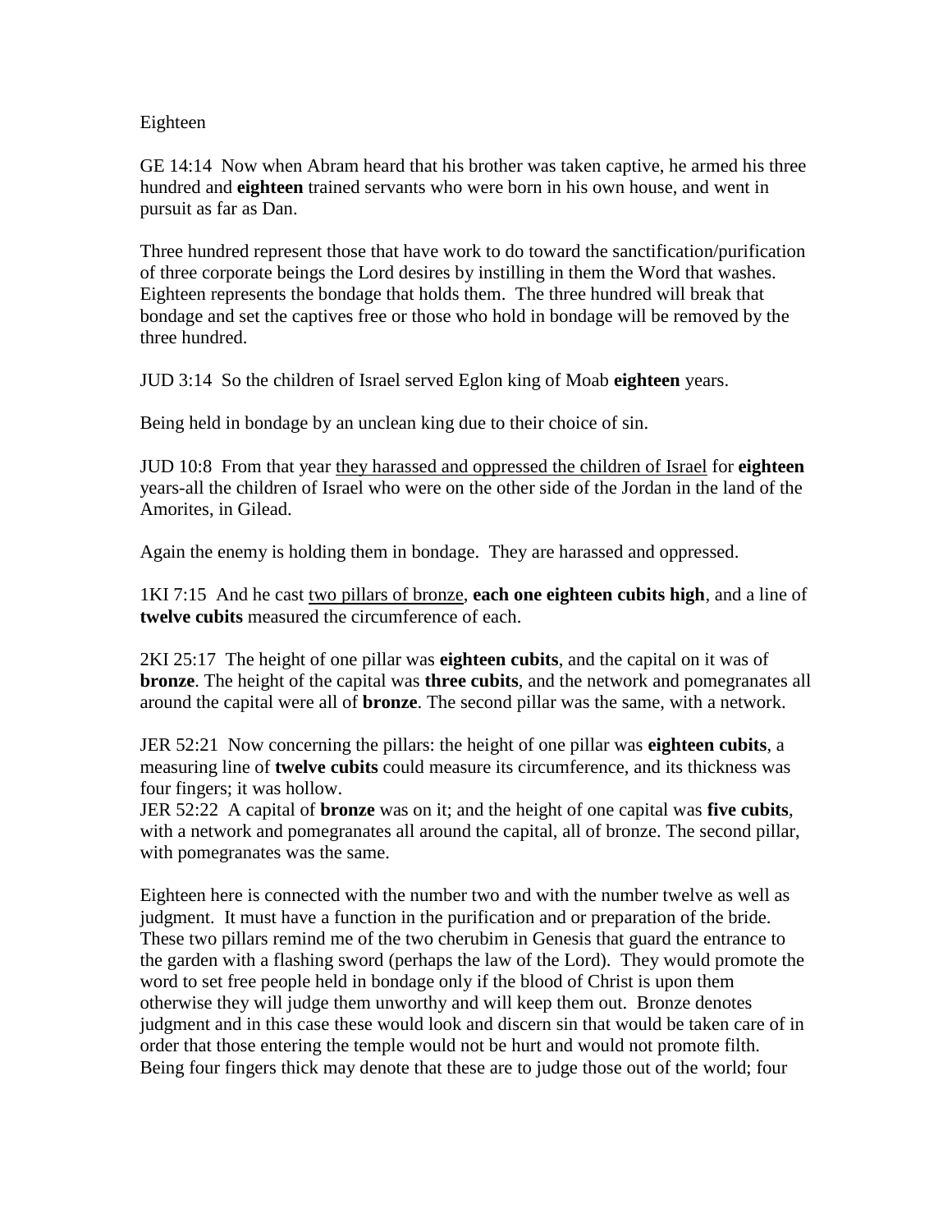Eighteen

GE 14:14 Now when Abram heard that his brother was taken captive, he armed his three hundred and **eighteen** trained servants who were born in his own house, and went in pursuit as far as Dan.

Three hundred represent those that have work to do toward the sanctification/purification of three corporate beings the Lord desires by instilling in them the Word that washes. Eighteen represents the bondage that holds them. The three hundred will break that bondage and set the captives free or those who hold in bondage will be removed by the three hundred.

JUD 3:14 So the children of Israel served Eglon king of Moab **eighteen** years.

Being held in bondage by an unclean king due to their choice of sin.

JUD 10:8 From that year <u>they harassed and oppressed the children of Israel</u> for **eighteen** years-all the children of Israel who were on the other side of the Jordan in the land of the Amorites, in Gilead.

Again the enemy is holding them in bondage. They are harassed and oppressed.

1KI 7:15 And he cast <u>two pillars of bronze</u>, **each one eighteen cubits high**, and a line of **twelve cubits** measured the circumference of each.

2KI 25:17 The height of one pillar was **eighteen cubits**, and the capital on it was of **bronze**. The height of the capital was **three cubits**, and the network and pomegranates all around the capital were all of **bronze**. The second pillar was the same, with a network.

JER 52:21 Now concerning the pillars: the height of one pillar was **eighteen cubits**, a measuring line of **twelve cubits** could measure its circumference, and its thickness was four fingers; it was hollow.
JER 52:22 A capital of **bronze** was on it; and the height of one capital was **five cubits**, with a network and pomegranates all around the capital, all of bronze. The second pillar, with pomegranates was the same.

Eighteen here is connected with the number two and with the number twelve as well as judgment. It must have a function in the purification and or preparation of the bride. These two pillars remind me of the two cherubim in Genesis that guard the entrance to the garden with a flashing sword (perhaps the law of the Lord). They would promote the word to set free people held in bondage only if the blood of Christ is upon them otherwise they will judge them unworthy and will keep them out. Bronze denotes judgment and in this case these would look and discern sin that would be taken care of in order that those entering the temple would not be hurt and would not promote filth. Being four fingers thick may denote that these are to judge those out of the world; four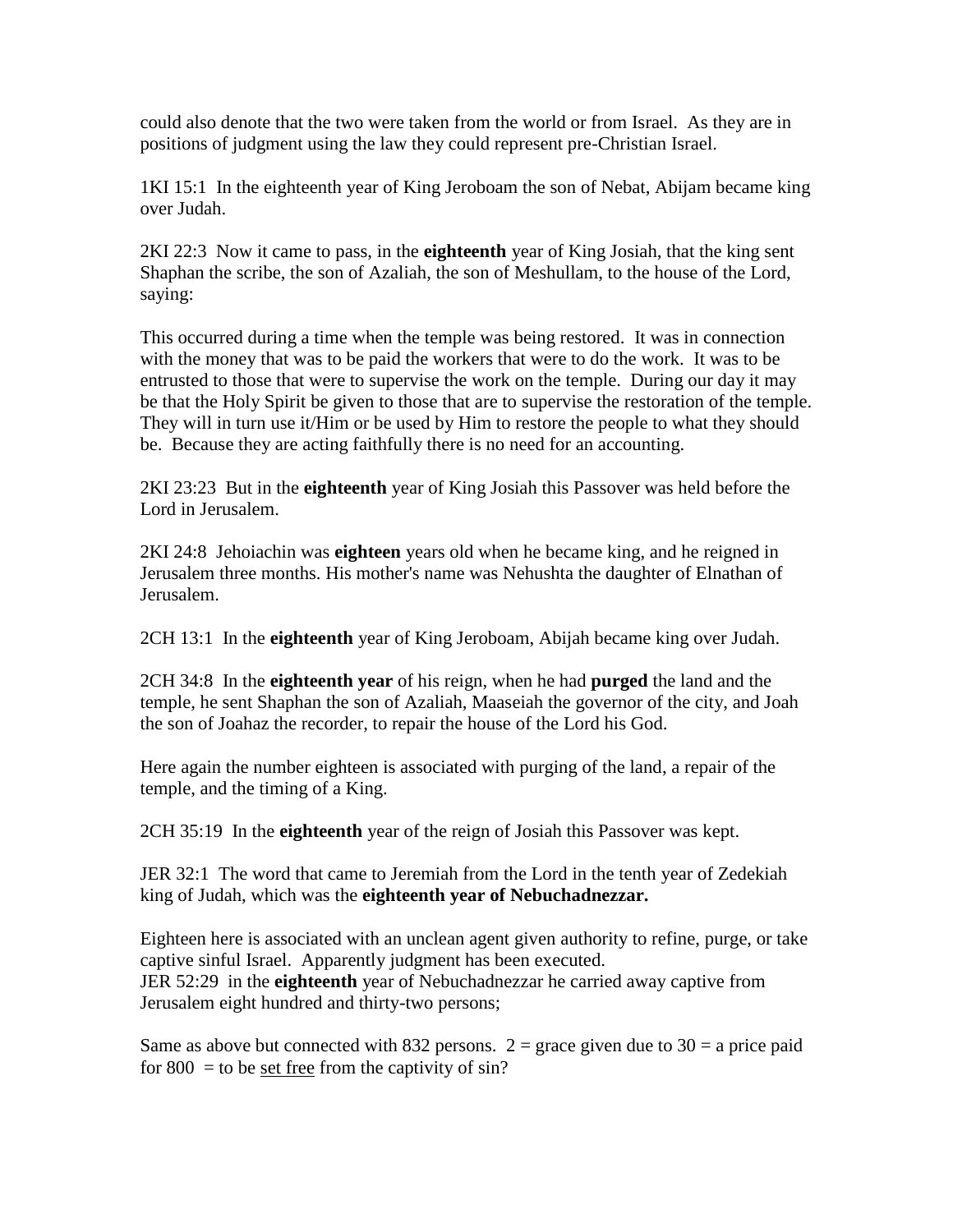could also denote that the two were taken from the world or from Israel. As they are in positions of judgment using the law they could represent pre-Christian Israel.

1KI 15:1 In the eighteenth year of King Jeroboam the son of Nebat, Abijam became king over Judah.

2KI 22:3 Now it came to pass, in the **eighteenth** year of King Josiah, that the king sent Shaphan the scribe, the son of Azaliah, the son of Meshullam, to the house of the Lord, saying:

This occurred during a time when the temple was being restored. It was in connection with the money that was to be paid the workers that were to do the work. It was to be entrusted to those that were to supervise the work on the temple. During our day it may be that the Holy Spirit be given to those that are to supervise the restoration of the temple. They will in turn use it/Him or be used by Him to restore the people to what they should be. Because they are acting faithfully there is no need for an accounting.

2KI 23:23 But in the **eighteenth** year of King Josiah this Passover was held before the Lord in Jerusalem.

2KI 24:8 Jehoiachin was **eighteen** years old when he became king, and he reigned in Jerusalem three months. His mother's name was Nehushta the daughter of Elnathan of Jerusalem.

2CH 13:1 In the **eighteenth** year of King Jeroboam, Abijah became king over Judah.

2CH 34:8 In the **eighteenth year** of his reign, when he had **purged** the land and the temple, he sent Shaphan the son of Azaliah, Maaseiah the governor of the city, and Joah the son of Joahaz the recorder, to repair the house of the Lord his God.

Here again the number eighteen is associated with purging of the land, a repair of the temple, and the timing of a King.

2CH 35:19 In the **eighteenth** year of the reign of Josiah this Passover was kept.

JER 32:1 The word that came to Jeremiah from the Lord in the tenth year of Zedekiah king of Judah, which was the **eighteenth year of Nebuchadnezzar.**

Eighteen here is associated with an unclean agent given authority to refine, purge, or take captive sinful Israel. Apparently judgment has been executed.
JER 52:29 in the **eighteenth** year of Nebuchadnezzar he carried away captive from Jerusalem eight hundred and thirty-two persons;

Same as above but connected with 832 persons. 2 = grace given due to 30 = a price paid for 800 = to be <u>set free</u> from the captivity of sin?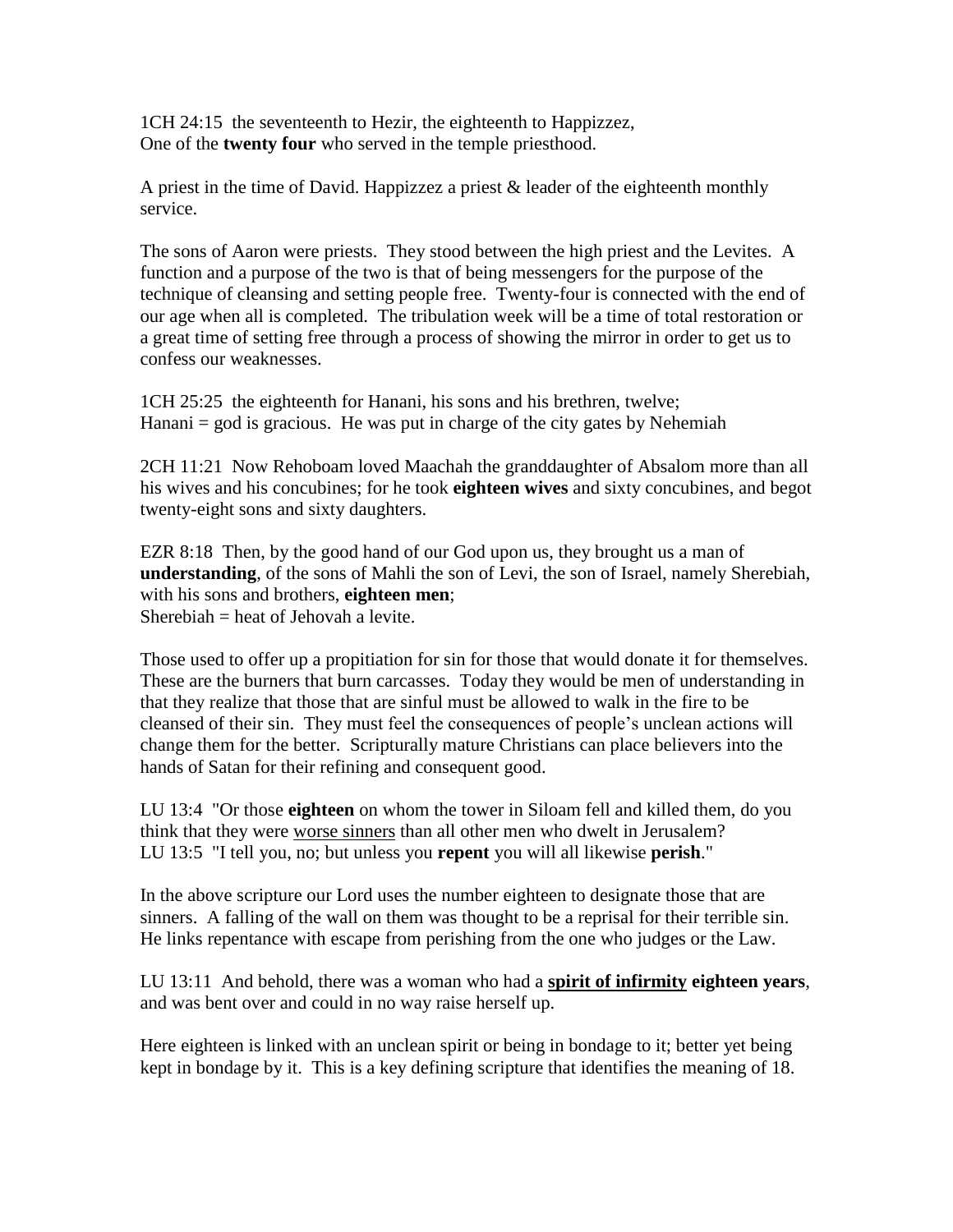1CH 24:15  the seventeenth to Hezir, the eighteenth to Happizzez,
One of the **twenty four** who served in the temple priesthood.

A priest in the time of David. Happizzez a priest & leader of the eighteenth monthly service.

The sons of Aaron were priests.  They stood between the high priest and the Levites.  A function and a purpose of the two is that of being messengers for the purpose of the technique of cleansing and setting people free.  Twenty-four is connected with the end of our age when all is completed.  The tribulation week will be a time of total restoration or a great time of setting free through a process of showing the mirror in order to get us to confess our weaknesses.

1CH 25:25  the eighteenth for Hanani, his sons and his brethren, twelve;
Hanani = god is gracious.  He was put in charge of the city gates by Nehemiah

2CH 11:21  Now Rehoboam loved Maachah the granddaughter of Absalom more than all his wives and his concubines; for he took **eighteen wives** and sixty concubines, and begot twenty-eight sons and sixty daughters.

EZR 8:18  Then, by the good hand of our God upon us, they brought us a man of **understanding**, of the sons of Mahli the son of Levi, the son of Israel, namely Sherebiah, with his sons and brothers, **eighteen men**;
Sherebiah = heat of Jehovah a levite.

Those used to offer up a propitiation for sin for those that would donate it for themselves.  These are the burners that burn carcasses.  Today they would be men of understanding in that they realize that those that are sinful must be allowed to walk in the fire to be cleansed of their sin.  They must feel the consequences of people's unclean actions will change them for the better.  Scripturally mature Christians can place believers into the hands of Satan for their refining and consequent good.

LU 13:4  "Or those **eighteen** on whom the tower in Siloam fell and killed them, do you think that they were worse sinners than all other men who dwelt in Jerusalem?
LU 13:5  "I tell you, no; but unless you **repent** you will all likewise **perish**."

In the above scripture our Lord uses the number eighteen to designate those that are sinners.  A falling of the wall on them was thought to be a reprisal for their terrible sin.  He links repentance with escape from perishing from the one who judges or the Law.

LU 13:11  And behold, there was a woman who had a **spirit of infirmity** **eighteen years**, and was bent over and could in no way raise herself up.

Here eighteen is linked with an unclean spirit or being in bondage to it; better yet being kept in bondage by it.  This is a key defining scripture that identifies the meaning of 18.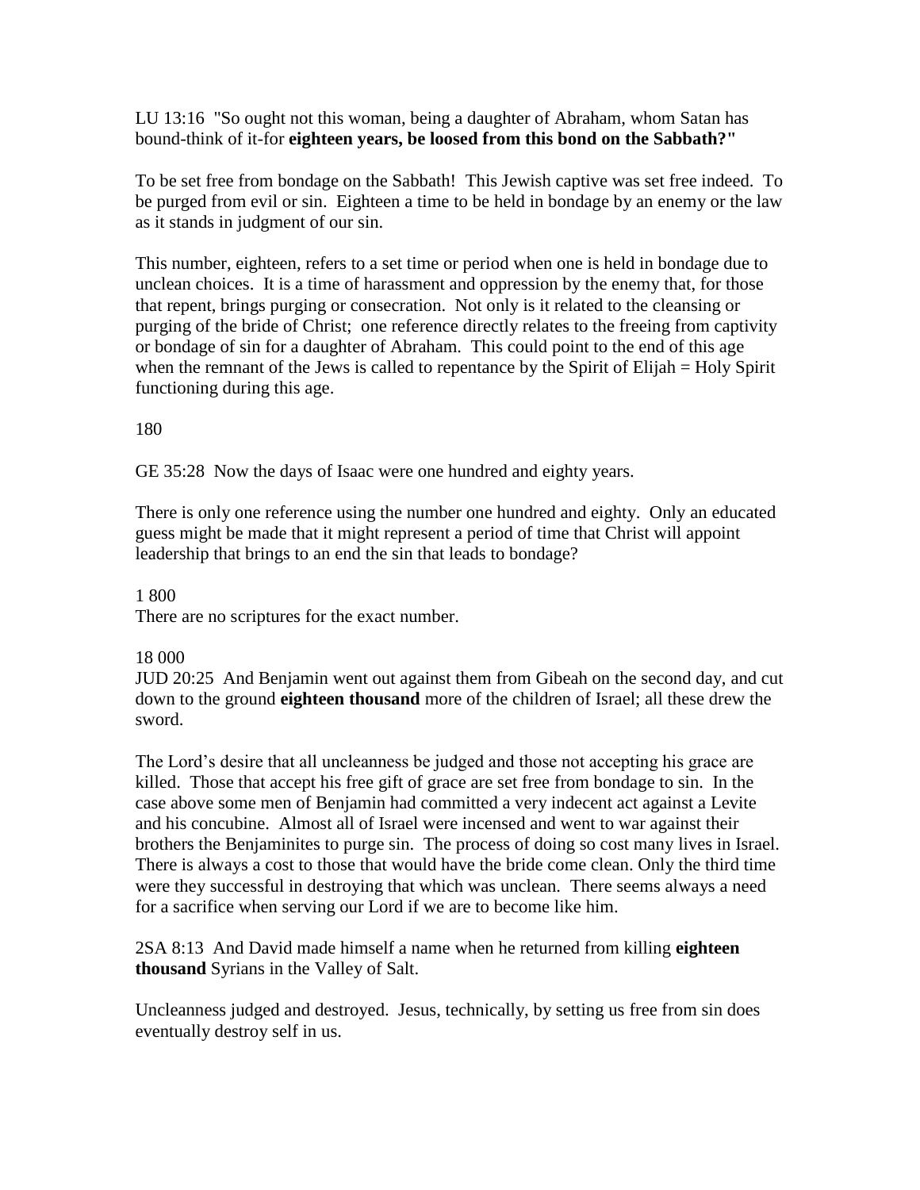LU 13:16 "So ought not this woman, being a daughter of Abraham, whom Satan has bound-think of it-for **eighteen years, be loosed from this bond on the Sabbath?"**

To be set free from bondage on the Sabbath! This Jewish captive was set free indeed. To be purged from evil or sin. Eighteen a time to be held in bondage by an enemy or the law as it stands in judgment of our sin.

This number, eighteen, refers to a set time or period when one is held in bondage due to unclean choices. It is a time of harassment and oppression by the enemy that, for those that repent, brings purging or consecration. Not only is it related to the cleansing or purging of the bride of Christ; one reference directly relates to the freeing from captivity or bondage of sin for a daughter of Abraham. This could point to the end of this age when the remnant of the Jews is called to repentance by the Spirit of Elijah = Holy Spirit functioning during this age.

180

GE 35:28 Now the days of Isaac were one hundred and eighty years.

There is only one reference using the number one hundred and eighty. Only an educated guess might be made that it might represent a period of time that Christ will appoint leadership that brings to an end the sin that leads to bondage?

1 800

There are no scriptures for the exact number.

18 000

JUD 20:25 And Benjamin went out against them from Gibeah on the second day, and cut down to the ground **eighteen thousand** more of the children of Israel; all these drew the sword.

The Lord's desire that all uncleanness be judged and those not accepting his grace are killed. Those that accept his free gift of grace are set free from bondage to sin. In the case above some men of Benjamin had committed a very indecent act against a Levite and his concubine. Almost all of Israel were incensed and went to war against their brothers the Benjaminites to purge sin. The process of doing so cost many lives in Israel. There is always a cost to those that would have the bride come clean. Only the third time were they successful in destroying that which was unclean. There seems always a need for a sacrifice when serving our Lord if we are to become like him.

2SA 8:13 And David made himself a name when he returned from killing **eighteen thousand** Syrians in the Valley of Salt.

Uncleanness judged and destroyed. Jesus, technically, by setting us free from sin does eventually destroy self in us.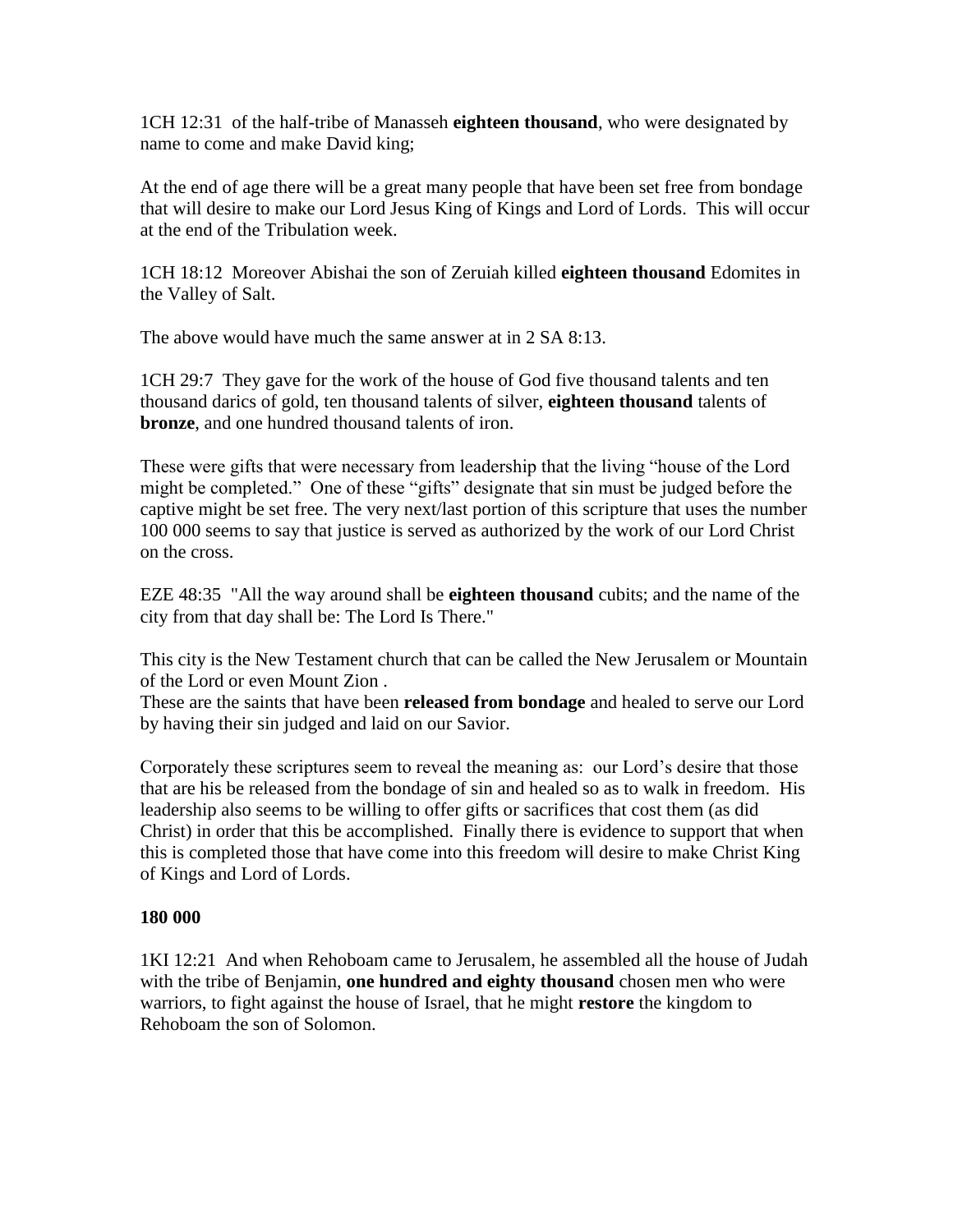1CH 12:31  of the half-tribe of Manasseh **eighteen thousand**, who were designated by name to come and make David king;

At the end of age there will be a great many people that have been set free from bondage that will desire to make our Lord Jesus King of Kings and Lord of Lords.  This will occur at the end of the Tribulation week.

1CH 18:12  Moreover Abishai the son of Zeruiah killed **eighteen thousand** Edomites in the Valley of Salt.

The above would have much the same answer at in 2 SA 8:13.

1CH 29:7  They gave for the work of the house of God five thousand talents and ten thousand darics of gold, ten thousand talents of silver, **eighteen thousand** talents of **bronze**, and one hundred thousand talents of iron.

These were gifts that were necessary from leadership that the living "house of the Lord might be completed."  One of these "gifts" designate that sin must be judged before the captive might be set free. The very next/last portion of this scripture that uses the number 100 000 seems to say that justice is served as authorized by the work of our Lord Christ on the cross.

EZE 48:35  "All the way around shall be **eighteen thousand** cubits; and the name of the city from that day shall be: The Lord Is There."

This city is the New Testament church that can be called the New Jerusalem or Mountain of the Lord or even Mount Zion .
These are the saints that have been **released from bondage** and healed to serve our Lord by having their sin judged and laid on our Savior.

Corporately these scriptures seem to reveal the meaning as:  our Lord's desire that those that are his be released from the bondage of sin and healed so as to walk in freedom.  His leadership also seems to be willing to offer gifts or sacrifices that cost them (as did Christ) in order that this be accomplished.  Finally there is evidence to support that when this is completed those that have come into this freedom will desire to make Christ King of Kings and Lord of Lords.

**180 000**

1KI 12:21  And when Rehoboam came to Jerusalem, he assembled all the house of Judah with the tribe of Benjamin, **one hundred and eighty thousand** chosen men who were warriors, to fight against the house of Israel, that he might **restore** the kingdom to Rehoboam the son of Solomon.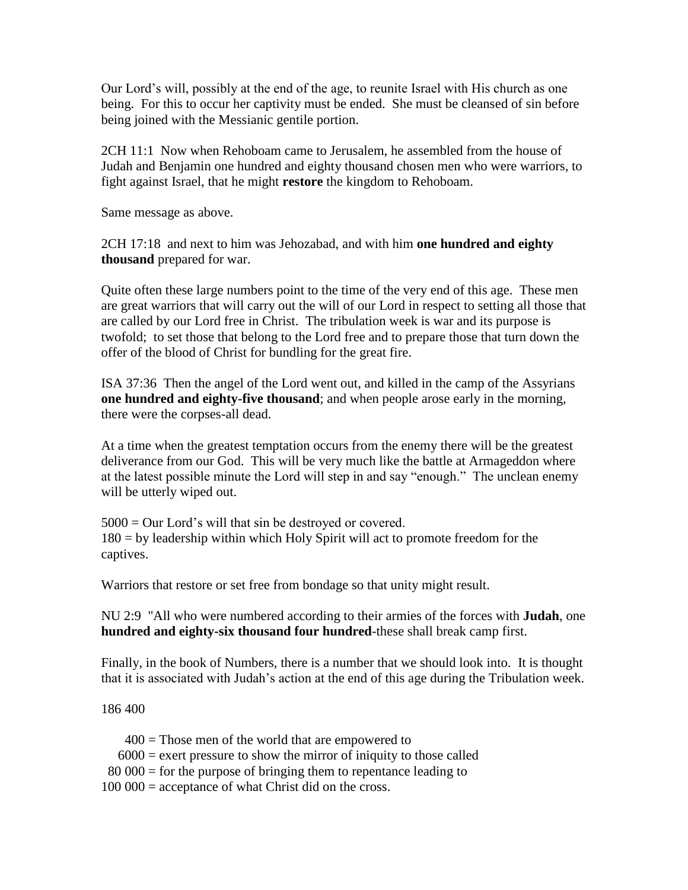Our Lord's will, possibly at the end of the age, to reunite Israel with His church as one being. For this to occur her captivity must be ended. She must be cleansed of sin before being joined with the Messianic gentile portion.

2CH 11:1 Now when Rehoboam came to Jerusalem, he assembled from the house of Judah and Benjamin one hundred and eighty thousand chosen men who were warriors, to fight against Israel, that he might **restore** the kingdom to Rehoboam.

Same message as above.

2CH 17:18 and next to him was Jehozabad, and with him **one hundred and eighty thousand** prepared for war.

Quite often these large numbers point to the time of the very end of this age. These men are great warriors that will carry out the will of our Lord in respect to setting all those that are called by our Lord free in Christ. The tribulation week is war and its purpose is twofold; to set those that belong to the Lord free and to prepare those that turn down the offer of the blood of Christ for bundling for the great fire.

ISA 37:36 Then the angel of the Lord went out, and killed in the camp of the Assyrians **one hundred and eighty-five thousand**; and when people arose early in the morning, there were the corpses-all dead.

At a time when the greatest temptation occurs from the enemy there will be the greatest deliverance from our God. This will be very much like the battle at Armageddon where at the latest possible minute the Lord will step in and say "enough." The unclean enemy will be utterly wiped out.

5000 = Our Lord's will that sin be destroyed or covered.
180 = by leadership within which Holy Spirit will act to promote freedom for the captives.

Warriors that restore or set free from bondage so that unity might result.

NU 2:9 "All who were numbered according to their armies of the forces with **Judah**, one **hundred and eighty-six thousand four hundred**-these shall break camp first.

Finally, in the book of Numbers, there is a number that we should look into. It is thought that it is associated with Judah's action at the end of this age during the Tribulation week.

186 400

400 = Those men of the world that are empowered to
6000 = exert pressure to show the mirror of iniquity to those called
80 000 = for the purpose of bringing them to repentance leading to
100 000 = acceptance of what Christ did on the cross.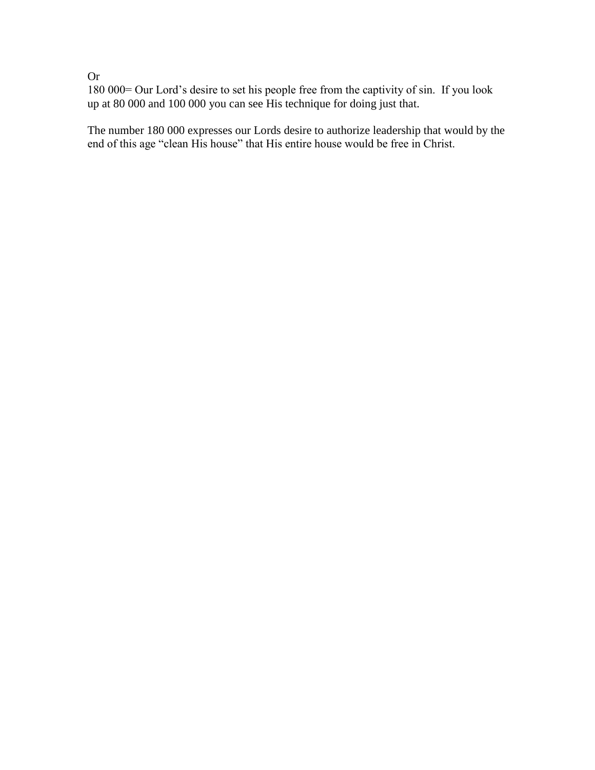Or
180 000= Our Lord's desire to set his people free from the captivity of sin. If you look up at 80 000 and 100 000 you can see His technique for doing just that.

The number 180 000 expresses our Lords desire to authorize leadership that would by the end of this age "clean His house" that His entire house would be free in Christ.